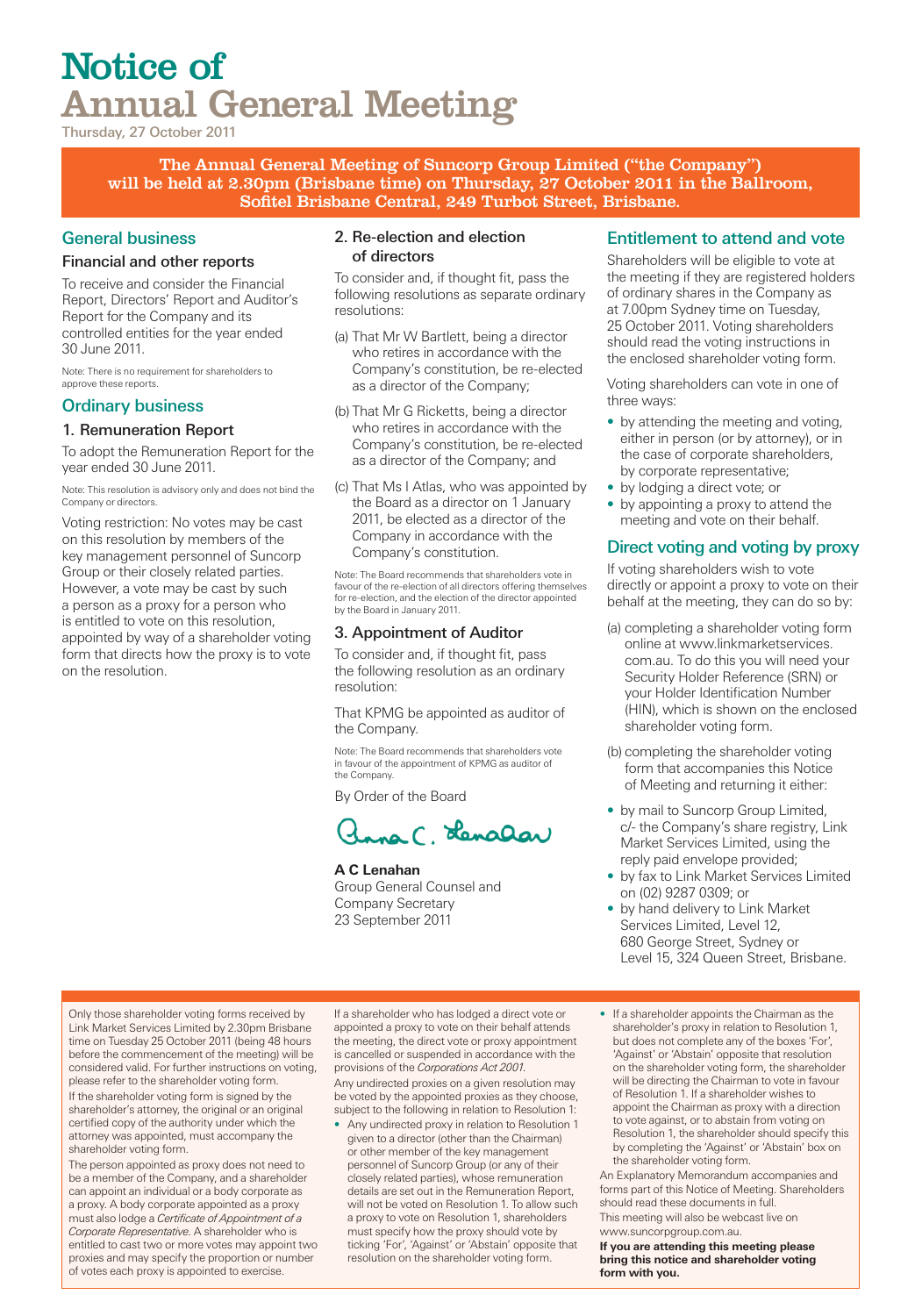# Notice of Annual General Meeting

Thursday, 27 October 2011

**The Annual General Meeting of Suncorp Group Limited ("the Company") will be held at 2.30pm (Brisbane time) on Thursday, 27 October 2011 in the Ballroom, Sofitel Brisbane Central, 249 Turbot Street, Brisbane.**

## General business

### Financial and other reports

To receive and consider the Financial Report, Directors' Report and Auditor's Report for the Company and its controlled entities for the year ended 30 June 2011.

Note: There is no requirement for shareholders to approve these reports.

## Ordinary business

### 1. Remuneration Report

To adopt the Remuneration Report for the year ended 30 June 2011.

Note: This resolution is advisory only and does not bind the Company or directors.

Voting restriction: No votes may be cast on this resolution by members of the key management personnel of Suncorp Group or their closely related parties. However, a vote may be cast by such a person as a proxy for a person who is entitled to vote on this resolution, appointed by way of a shareholder voting form that directs how the proxy is to vote on the resolution.

### 2. Re-election and election of directors

To consider and, if thought fit, pass the following resolutions as separate ordinary resolutions:

(a) That Mr W Bartlett, being a director who retires in accordance with the Company's constitution, be re-elected as a director of the Company;

(b) That Mr G Ricketts, being a director who retires in accordance with the Company's constitution, be re-elected as a director of the Company; and

(c) That Ms I Atlas, who was appointed by the Board as a director on 1 January 2011, be elected as a director of the Company in accordance with the Company's constitution.

Note: The Board recommends that shareholders vote in favour of the re-election of all directors offering themselves for re-election, and the election of the director appointed by the Board in January 2011.

### 3. Appointment of Auditor

To consider and, if thought fit, pass the following resolution as an ordinary resolution:

That KPMG be appointed as auditor of the Company.

Note: The Board recommends that shareholders vote in favour of the appointment of KPMG as auditor of the Company.

By Order of the Board

Anna C. Lenahan

**A C Lenahan**
Group General Counsel and
Company Secretary
23 September 2011

## Entitlement to attend and vote

Shareholders will be eligible to vote at the meeting if they are registered holders of ordinary shares in the Company as at 7.00pm Sydney time on Tuesday, 25 October 2011. Voting shareholders should read the voting instructions in the enclosed shareholder voting form.

Voting shareholders can vote in one of three ways:

- by attending the meeting and voting, either in person (or by attorney), or in the case of corporate shareholders, by corporate representative;
- by lodging a direct vote; or
- by appointing a proxy to attend the meeting and vote on their behalf.

## Direct voting and voting by proxy

If voting shareholders wish to vote directly or appoint a proxy to vote on their behalf at the meeting, they can do so by:

(a) completing a shareholder voting form online at www.linkmarketservices.com.au. To do this you will need your Security Holder Reference (SRN) or your Holder Identification Number (HIN), which is shown on the enclosed shareholder voting form.

(b) completing the shareholder voting form that accompanies this Notice of Meeting and returning it either:

- by mail to Suncorp Group Limited, c/- the Company's share registry, Link Market Services Limited, using the reply paid envelope provided;
- by fax to Link Market Services Limited on (02) 9287 0309; or
- by hand delivery to Link Market Services Limited, Level 12, 680 George Street, Sydney or Level 15, 324 Queen Street, Brisbane.

Only those shareholder voting forms received by Link Market Services Limited by 2.30pm Brisbane time on Tuesday 25 October 2011 (being 48 hours before the commencement of the meeting) will be considered valid. For further instructions on voting, please refer to the shareholder voting form.

If the shareholder voting form is signed by the shareholder's attorney, the original or an original certified copy of the authority under which the attorney was appointed, must accompany the shareholder voting form.

The person appointed as proxy does not need to be a member of the Company, and a shareholder can appoint an individual or a body corporate as a proxy. A body corporate appointed as a proxy must also lodge a *Certificate of Appointment of a Corporate Representative*. A shareholder who is entitled to cast two or more votes may appoint two proxies and may specify the proportion or number of votes each proxy is appointed to exercise.

If a shareholder who has lodged a direct vote or appointed a proxy to vote on their behalf attends the meeting, the direct vote or proxy appointment is cancelled or suspended in accordance with the provisions of the *Corporations Act 2001*.

Any undirected proxies on a given resolution may be voted by the appointed proxies as they choose, subject to the following in relation to Resolution 1:

- Any undirected proxy in relation to Resolution 1 given to a director (other than the Chairman) or other member of the key management personnel of Suncorp Group (or any of their closely related parties), whose remuneration details are set out in the Remuneration Report, will not be voted on Resolution 1. To allow such a proxy to vote on Resolution 1, shareholders must specify how the proxy should vote by ticking 'For', 'Against' or 'Abstain' opposite that resolution on the shareholder voting form.
- If a shareholder appoints the Chairman as the shareholder's proxy in relation to Resolution 1, but does not complete any of the boxes 'For', 'Against' or 'Abstain' opposite that resolution on the shareholder voting form, the shareholder will be directing the Chairman to vote in favour of Resolution 1. If a shareholder wishes to appoint the Chairman as proxy with a direction to vote against, or to abstain from voting on Resolution 1, the shareholder should specify this by completing the 'Against' or 'Abstain' box on the shareholder voting form.

An Explanatory Memorandum accompanies and forms part of this Notice of Meeting. Shareholders should read these documents in full.

This meeting will also be webcast live on www.suncorpgroup.com.au.

**If you are attending this meeting please bring this notice and shareholder voting form with you.**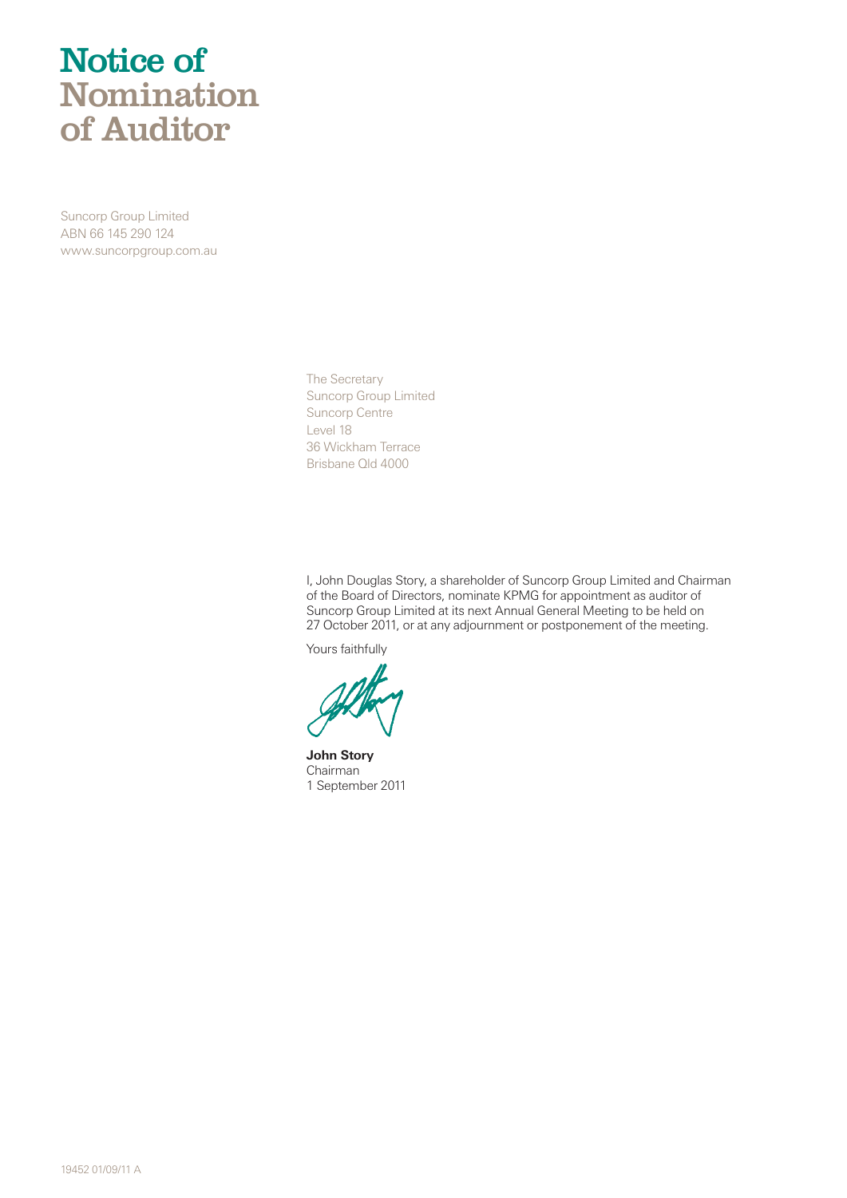# Notice of Nomination of Auditor

Suncorp Group Limited
ABN 66 145 290 124
www.suncorpgroup.com.au

The Secretary
Suncorp Group Limited
Suncorp Centre
Level 18
36 Wickham Terrace
Brisbane Qld 4000

I, John Douglas Story, a shareholder of Suncorp Group Limited and Chairman of the Board of Directors, nominate KPMG for appointment as auditor of Suncorp Group Limited at its next Annual General Meeting to be held on 27 October 2011, or at any adjournment or postponement of the meeting.

Yours faithfully

**John Story**
Chairman
1 September 2011

19452 01/09/11 A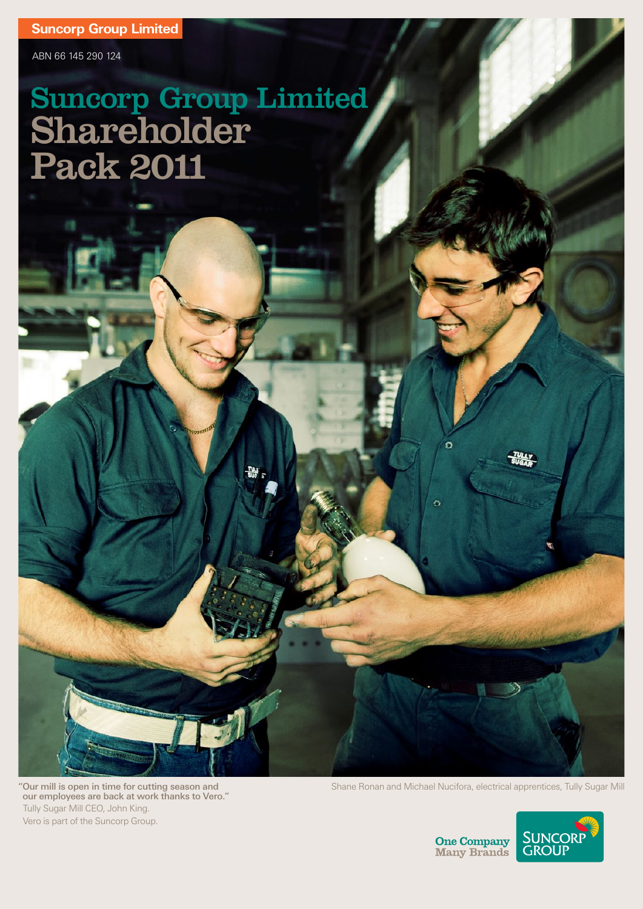**Suncorp Group Limited**

ABN 66 145 290 124

# Suncorp Group Limited Shareholder Pack 2011

"Our mill is open in time for cutting season and our employees are back at work thanks to Vero."
Tully Sugar Mill CEO, John King.
Vero is part of the Suncorp Group.

Shane Ronan and Michael Nucifora, electrical apprentices, Tully Sugar Mill

One Company Many Brands

SUNCORP GROUP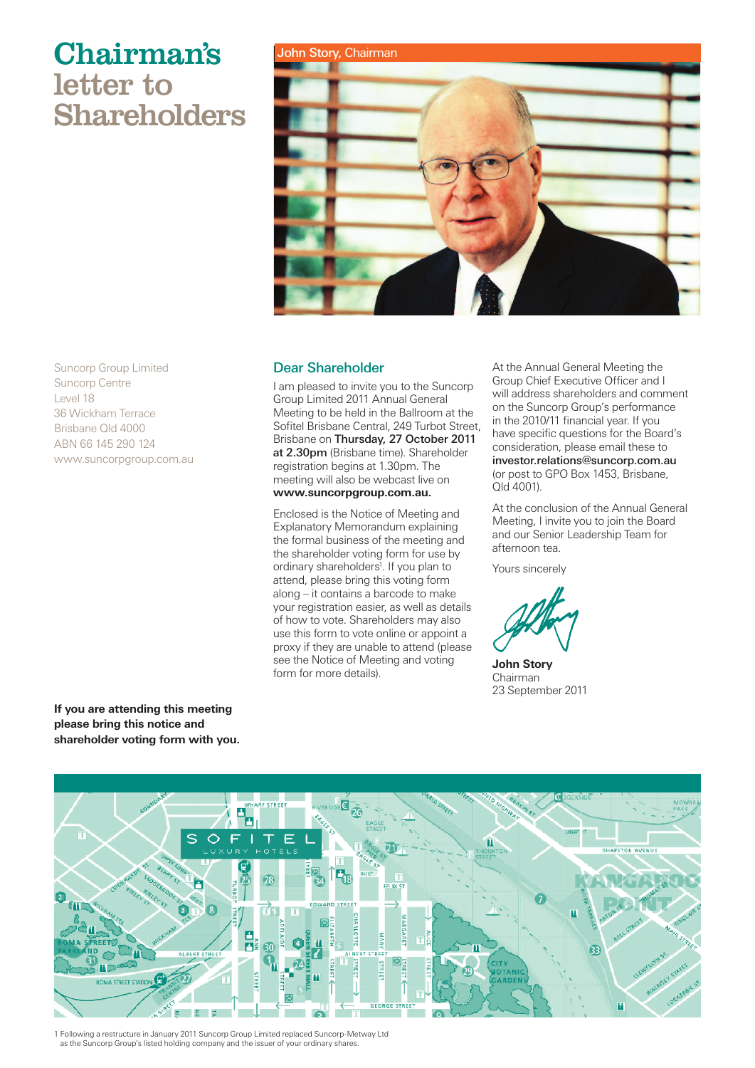# Chairman's letter to Shareholders

John Story, Chairman

Suncorp Group Limited
Suncorp Centre
Level 18
36 Wickham Terrace
Brisbane Qld 4000
ABN 66 145 290 124
www.suncorpgroup.com.au

## Dear Shareholder

I am pleased to invite you to the Suncorp Group Limited 2011 Annual General Meeting to be held in the Ballroom at the Sofitel Brisbane Central, 249 Turbot Street, Brisbane on **Thursday, 27 October 2011 at 2.30pm** (Brisbane time). Shareholder registration begins at 1.30pm. The meeting will also be webcast live on **www.suncorpgroup.com.au.**

Enclosed is the Notice of Meeting and Explanatory Memorandum explaining the formal business of the meeting and the shareholder voting form for use by ordinary shareholders[1]. If you plan to attend, please bring this voting form along – it contains a barcode to make your registration easier, as well as details of how to vote. Shareholders may also use this form to vote online or appoint a proxy if they are unable to attend (please see the Notice of Meeting and voting form for more details).

At the Annual General Meeting the Group Chief Executive Officer and I will address shareholders and comment on the Suncorp Group's performance in the 2010/11 financial year. If you have specific questions for the Board's consideration, please email these to **investor.relations@suncorp.com.au** (or post to GPO Box 1453, Brisbane, Qld 4001).

At the conclusion of the Annual General Meeting, I invite you to join the Board and our Senior Leadership Team for afternoon tea.

Yours sincerely

**John Story**
Chairman
23 September 2011

**If you are attending this meeting please bring this notice and shareholder voting form with you.**

1 Following a restructure in January 2011 Suncorp Group Limited replaced Suncorp-Metway Ltd as the Suncorp Group's listed holding company and the issuer of your ordinary shares.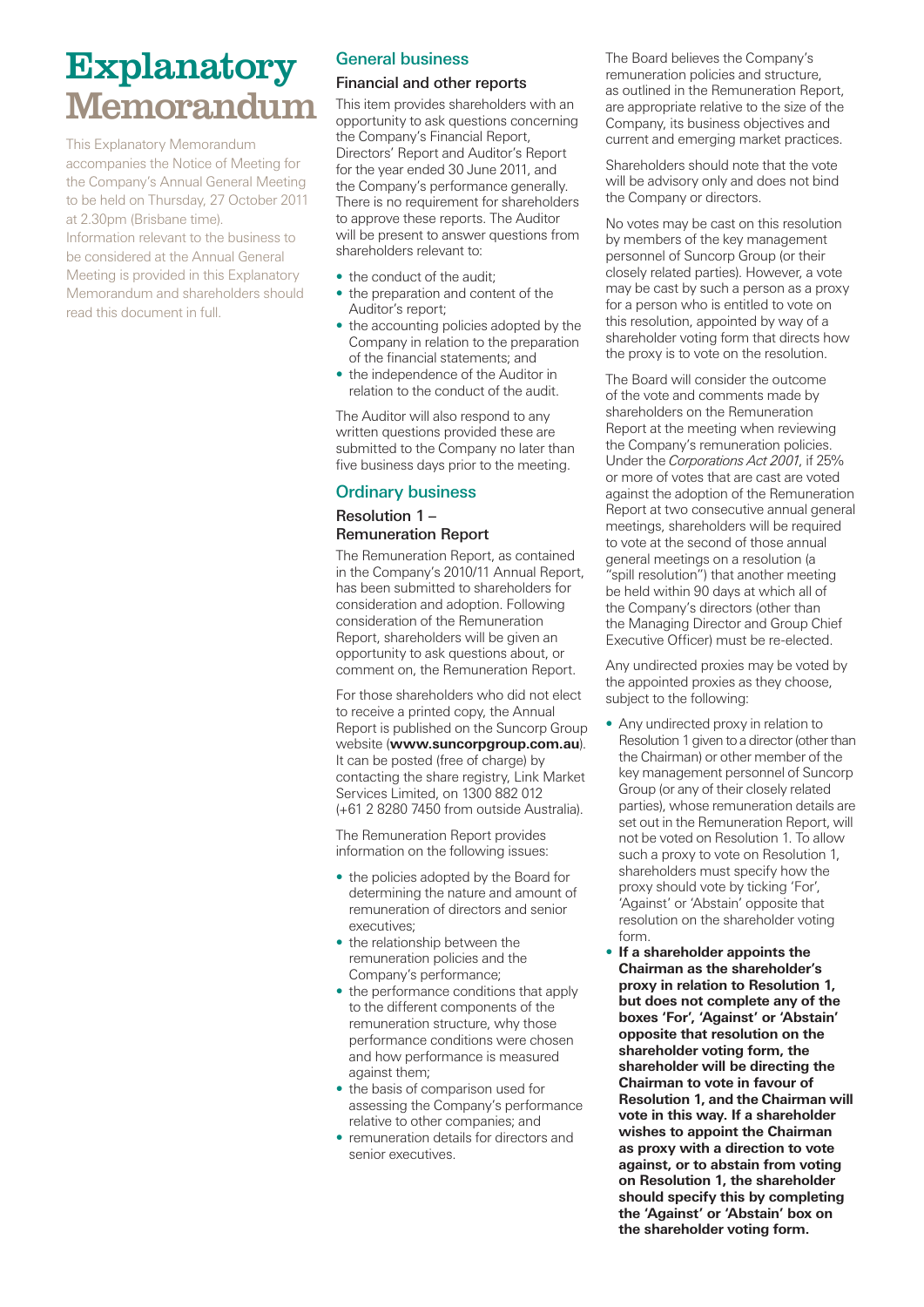# Explanatory Memorandum

This Explanatory Memorandum accompanies the Notice of Meeting for the Company's Annual General Meeting to be held on Thursday, 27 October 2011 at 2.30pm (Brisbane time).
Information relevant to the business to be considered at the Annual General Meeting is provided in this Explanatory Memorandum and shareholders should read this document in full.

## General business

### Financial and other reports

This item provides shareholders with an opportunity to ask questions concerning the Company's Financial Report, Directors' Report and Auditor's Report for the year ended 30 June 2011, and the Company's performance generally. There is no requirement for shareholders to approve these reports. The Auditor will be present to answer questions from shareholders relevant to:

- the conduct of the audit;
- the preparation and content of the Auditor's report;
- the accounting policies adopted by the Company in relation to the preparation of the financial statements; and
- the independence of the Auditor in relation to the conduct of the audit.

The Auditor will also respond to any written questions provided these are submitted to the Company no later than five business days prior to the meeting.

## Ordinary business

### Resolution 1 – Remuneration Report

The Remuneration Report, as contained in the Company's 2010/11 Annual Report, has been submitted to shareholders for consideration and adoption. Following consideration of the Remuneration Report, shareholders will be given an opportunity to ask questions about, or comment on, the Remuneration Report.

For those shareholders who did not elect to receive a printed copy, the Annual Report is published on the Suncorp Group website (**www.suncorpgroup.com.au**). It can be posted (free of charge) by contacting the share registry, Link Market Services Limited, on 1300 882 012 (+61 2 8280 7450 from outside Australia).

The Remuneration Report provides information on the following issues:

- the policies adopted by the Board for determining the nature and amount of remuneration of directors and senior executives;
- the relationship between the remuneration policies and the Company's performance;
- the performance conditions that apply to the different components of the remuneration structure, why those performance conditions were chosen and how performance is measured against them;
- the basis of comparison used for assessing the Company's performance relative to other companies; and
- remuneration details for directors and senior executives.

The Board believes the Company's remuneration policies and structure, as outlined in the Remuneration Report, are appropriate relative to the size of the Company, its business objectives and current and emerging market practices.

Shareholders should note that the vote will be advisory only and does not bind the Company or directors.

No votes may be cast on this resolution by members of the key management personnel of Suncorp Group (or their closely related parties). However, a vote may be cast by such a person as a proxy for a person who is entitled to vote on this resolution, appointed by way of a shareholder voting form that directs how the proxy is to vote on the resolution.

The Board will consider the outcome of the vote and comments made by shareholders on the Remuneration Report at the meeting when reviewing the Company's remuneration policies. Under the *Corporations Act 2001*, if 25% or more of votes that are cast are voted against the adoption of the Remuneration Report at two consecutive annual general meetings, shareholders will be required to vote at the second of those annual general meetings on a resolution (a "spill resolution") that another meeting be held within 90 days at which all of the Company's directors (other than the Managing Director and Group Chief Executive Officer) must be re-elected.

Any undirected proxies may be voted by the appointed proxies as they choose, subject to the following:

- Any undirected proxy in relation to Resolution 1 given to a director (other than the Chairman) or other member of the key management personnel of Suncorp Group (or any of their closely related parties), whose remuneration details are set out in the Remuneration Report, will not be voted on Resolution 1. To allow such a proxy to vote on Resolution 1, shareholders must specify how the proxy should vote by ticking 'For', 'Against' or 'Abstain' opposite that resolution on the shareholder voting form.
- **If a shareholder appoints the Chairman as the shareholder's proxy in relation to Resolution 1, but does not complete any of the boxes 'For', 'Against' or 'Abstain' opposite that resolution on the shareholder voting form, the shareholder will be directing the Chairman to vote in favour of Resolution 1, and the Chairman will vote in this way. If a shareholder wishes to appoint the Chairman as proxy with a direction to vote against, or to abstain from voting on Resolution 1, the shareholder should specify this by completing the 'Against' or 'Abstain' box on the shareholder voting form.**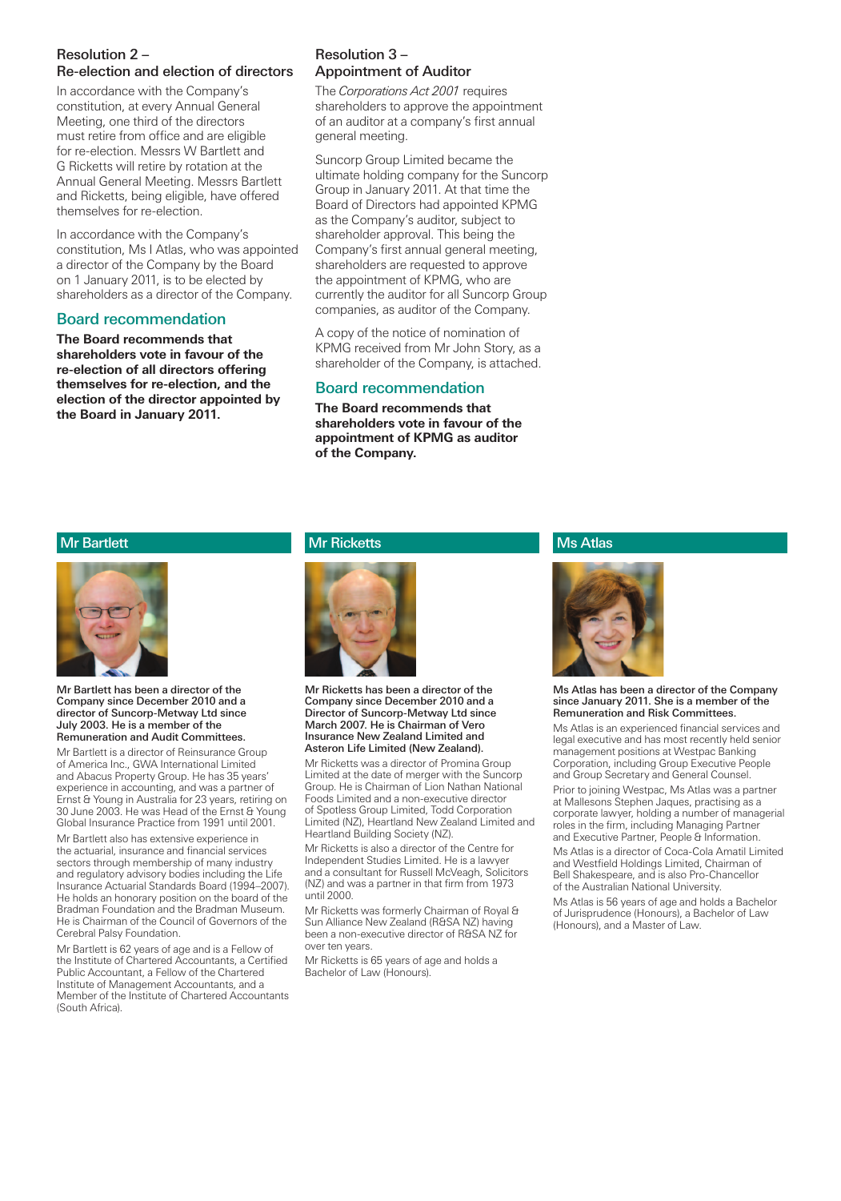### Resolution 2 – Re-election and election of directors

In accordance with the Company's constitution, at every Annual General Meeting, one third of the directors must retire from office and are eligible for re-election. Messrs W Bartlett and G Ricketts will retire by rotation at the Annual General Meeting. Messrs Bartlett and Ricketts, being eligible, have offered themselves for re-election.

In accordance with the Company's constitution, Ms I Atlas, who was appointed a director of the Company by the Board on 1 January 2011, is to be elected by shareholders as a director of the Company.

#### Board recommendation

**The Board recommends that shareholders vote in favour of the re-election of all directors offering themselves for re-election, and the election of the director appointed by the Board in January 2011.**

### Resolution 3 – Appointment of Auditor

The *Corporations Act 2001* requires shareholders to approve the appointment of an auditor at a company's first annual general meeting.

Suncorp Group Limited became the ultimate holding company for the Suncorp Group in January 2011. At that time the Board of Directors had appointed KPMG as the Company's auditor, subject to shareholder approval. This being the Company's first annual general meeting, shareholders are requested to approve the appointment of KPMG, who are currently the auditor for all Suncorp Group companies, as auditor of the Company.

A copy of the notice of nomination of KPMG received from Mr John Story, as a shareholder of the Company, is attached.

#### Board recommendation

**The Board recommends that shareholders vote in favour of the appointment of KPMG as auditor of the Company.**

### Mr Bartlett

**Mr Bartlett has been a director of the Company since December 2010 and a director of Suncorp-Metway Ltd since July 2003. He is a member of the Remuneration and Audit Committees.**

Mr Bartlett is a director of Reinsurance Group of America Inc., GWA International Limited and Abacus Property Group. He has 35 years' experience in accounting, and was a partner of Ernst & Young in Australia for 23 years, retiring on 30 June 2003. He was Head of the Ernst & Young Global Insurance Practice from 1991 until 2001.

Mr Bartlett also has extensive experience in the actuarial, insurance and financial services sectors through membership of many industry and regulatory advisory bodies including the Life Insurance Actuarial Standards Board (1994–2007). He holds an honorary position on the board of the Bradman Foundation and the Bradman Museum. He is Chairman of the Council of Governors of the Cerebral Palsy Foundation.

Mr Bartlett is 62 years of age and is a Fellow of the Institute of Chartered Accountants, a Certified Public Accountant, a Fellow of the Chartered Institute of Management Accountants, and a Member of the Institute of Chartered Accountants (South Africa).

### Mr Ricketts

**Mr Ricketts has been a director of the Company since December 2010 and a Director of Suncorp-Metway Ltd since March 2007. He is Chairman of Vero Insurance New Zealand Limited and Asteron Life Limited (New Zealand).**

Mr Ricketts was a director of Promina Group Limited at the date of merger with the Suncorp Group. He is Chairman of Lion Nathan National Foods Limited and a non-executive director of Spotless Group Limited, Todd Corporation Limited (NZ), Heartland New Zealand Limited and Heartland Building Society (NZ).

Mr Ricketts is also a director of the Centre for Independent Studies Limited. He is a lawyer and a consultant for Russell McVeagh, Solicitors (NZ) and was a partner in that firm from 1973 until 2000.

Mr Ricketts was formerly Chairman of Royal & Sun Alliance New Zealand (R&SA NZ) having been a non-executive director of R&SA NZ for over ten years.

Mr Ricketts is 65 years of age and holds a Bachelor of Law (Honours).

### Ms Atlas

**Ms Atlas has been a director of the Company since January 2011. She is a member of the Remuneration and Risk Committees.**

Ms Atlas is an experienced financial services and legal executive and has most recently held senior management positions at Westpac Banking Corporation, including Group Executive People and Group Secretary and General Counsel.

Prior to joining Westpac, Ms Atlas was a partner at Mallesons Stephen Jaques, practising as a corporate lawyer, holding a number of managerial roles in the firm, including Managing Partner and Executive Partner, People & Information.

Ms Atlas is a director of Coca-Cola Amatil Limited and Westfield Holdings Limited, Chairman of Bell Shakespeare, and is also Pro-Chancellor of the Australian National University.

Ms Atlas is 56 years of age and holds a Bachelor of Jurisprudence (Honours), a Bachelor of Law (Honours), and a Master of Law.